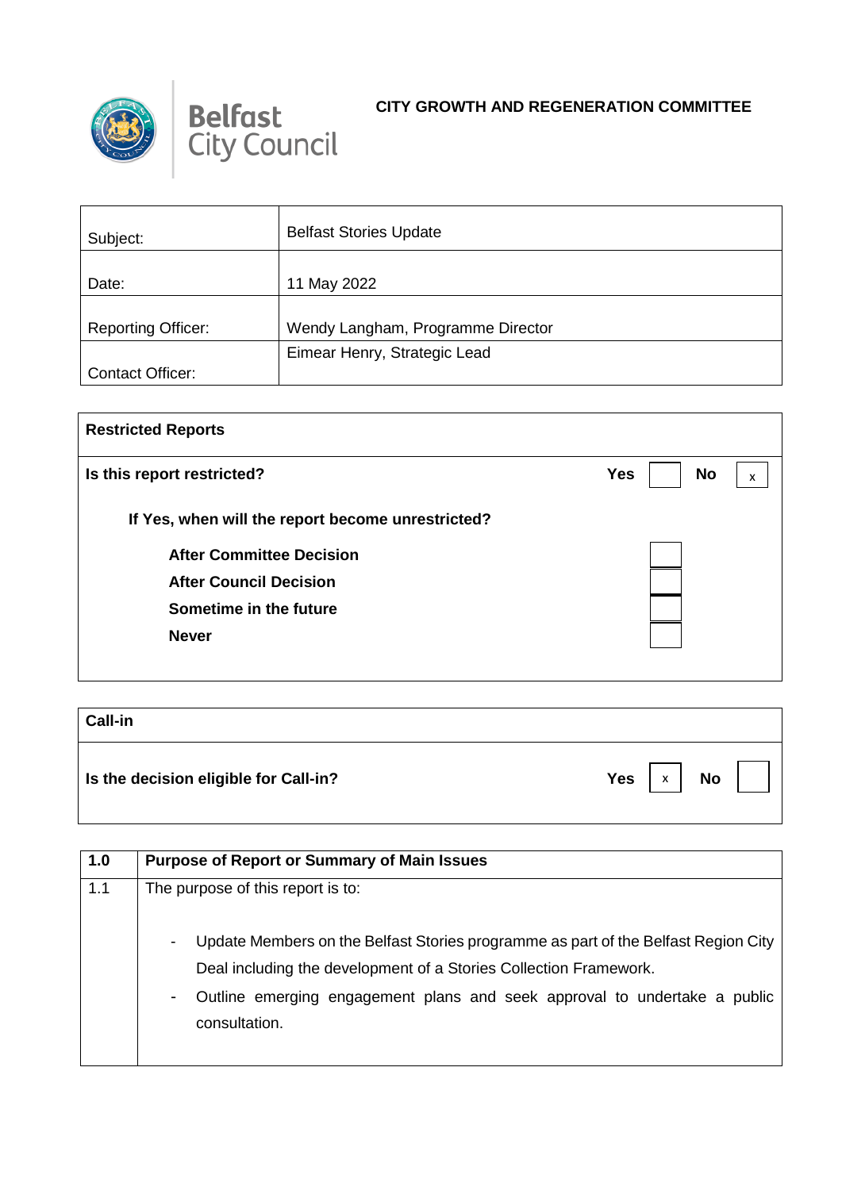Belfast City Council

**CITY GROWTH AND REGENERATION COMMITTEE**

| | |
|---|---|
| Subject: | Belfast Stories Update |
| Date: | 11 May 2022 |
| Reporting Officer: | Wendy Langham, Programme Director |
| Contact Officer: | Eimear Henry, Strategic Lead |

| **Restricted Reports** | | |
|---|---|---|
| **Is this report restricted?** | **Yes** [ ] | **No** [x] |
| **If Yes, when will the report become unrestricted?** | | |
| **After Committee Decision** | [ ] | |
| **After Council Decision** | [ ] | |
| **Sometime in the future** | [ ] | |
| **Never** | [ ] | |

| **Call-in** | | |
|---|---|---|
| **Is the decision eligible for Call-in?** | **Yes** [x] | **No** [ ] |

| **1.0** | **Purpose of Report or Summary of Main Issues** |
|---|---|
| 1.1 | The purpose of this report is to:<br><br>- Update Members on the Belfast Stories programme as part of the Belfast Region City Deal including the development of a Stories Collection Framework.<br>- Outline emerging engagement plans and seek approval to undertake a public consultation. |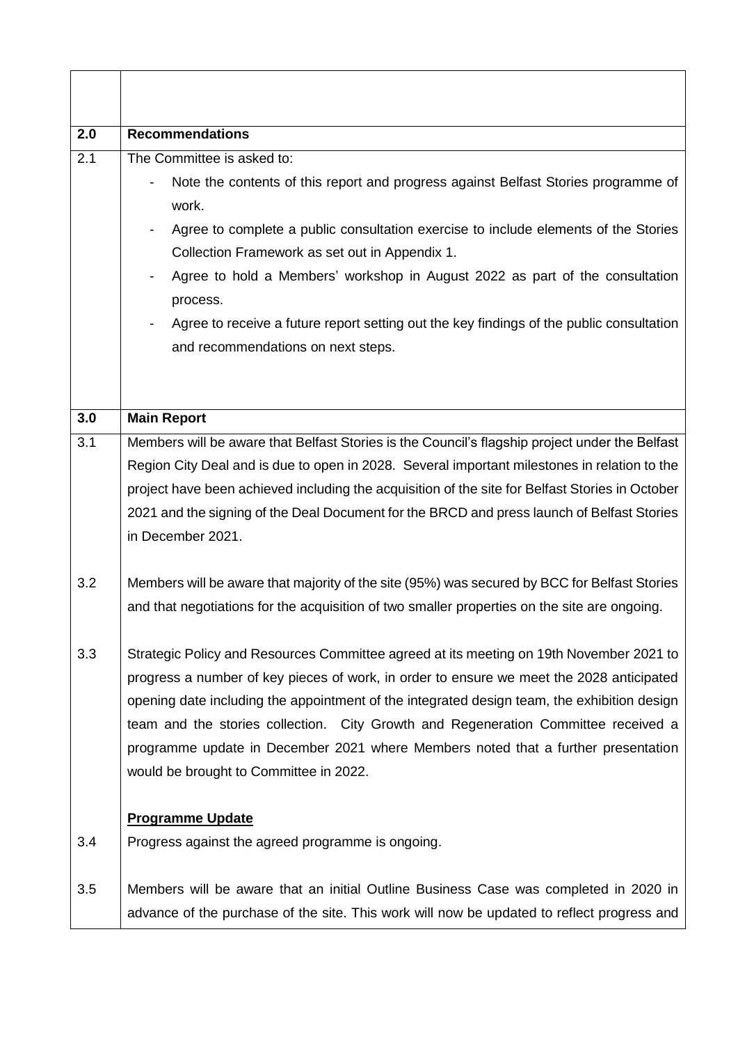| | |
|---|---|
| **2.0** | **Recommendations** |
| 2.1 | The Committee is asked to:<br>- Note the contents of this report and progress against Belfast Stories programme of work.<br>- Agree to complete a public consultation exercise to include elements of the Stories Collection Framework as set out in Appendix 1.<br>- Agree to hold a Members' workshop in August 2022 as part of the consultation process.<br>- Agree to receive a future report setting out the key findings of the public consultation and recommendations on next steps. |
| **3.0** | **Main Report** |
| 3.1 | Members will be aware that Belfast Stories is the Council's flagship project under the Belfast Region City Deal and is due to open in 2028. Several important milestones in relation to the project have been achieved including the acquisition of the site for Belfast Stories in October 2021 and the signing of the Deal Document for the BRCD and press launch of Belfast Stories in December 2021. |
| 3.2 | Members will be aware that majority of the site (95%) was secured by BCC for Belfast Stories and that negotiations for the acquisition of two smaller properties on the site are ongoing. |
| 3.3 | Strategic Policy and Resources Committee agreed at its meeting on 19th November 2021 to progress a number of key pieces of work, in order to ensure we meet the 2028 anticipated opening date including the appointment of the integrated design team, the exhibition design team and the stories collection. City Growth and Regeneration Committee received a programme update in December 2021 where Members noted that a further presentation would be brought to Committee in 2022. |
| | **<u>Programme Update</u>** |
| 3.4 | Progress against the agreed programme is ongoing. |
| 3.5 | Members will be aware that an initial Outline Business Case was completed in 2020 in advance of the purchase of the site. This work will now be updated to reflect progress and |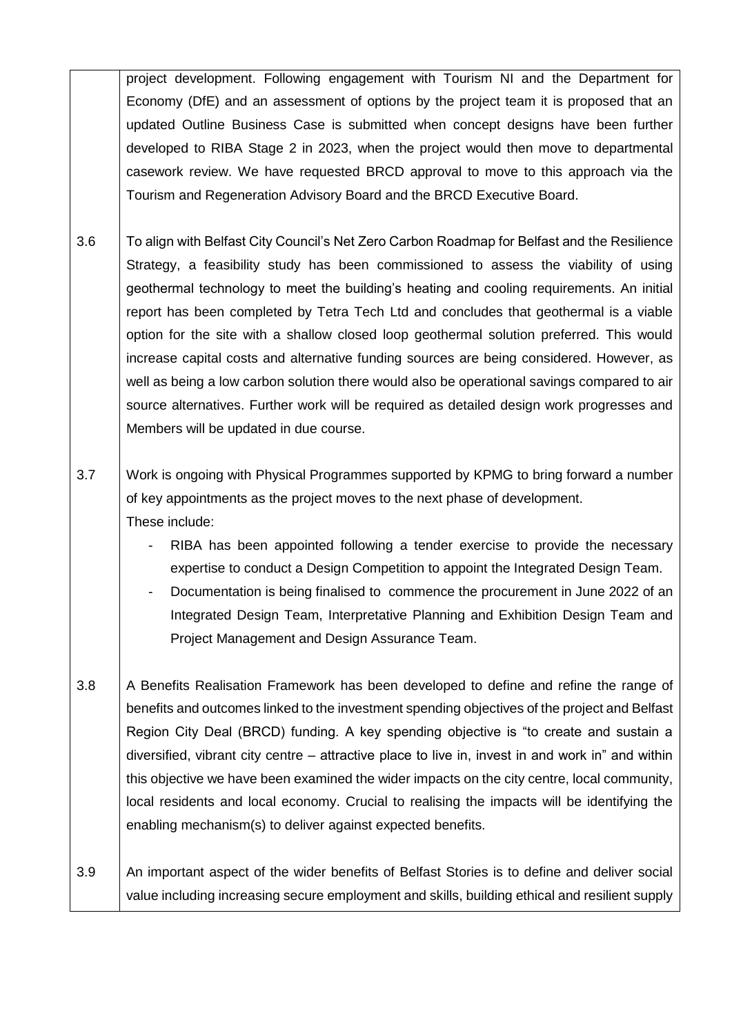| | |
|---|---|
| | project development. Following engagement with Tourism NI and the Department for Economy (DfE) and an assessment of options by the project team it is proposed that an updated Outline Business Case is submitted when concept designs have been further developed to RIBA Stage 2 in 2023, when the project would then move to departmental casework review. We have requested BRCD approval to move to this approach via the Tourism and Regeneration Advisory Board and the BRCD Executive Board. |
| 3.6 | To align with Belfast City Council's Net Zero Carbon Roadmap for Belfast and the Resilience Strategy, a feasibility study has been commissioned to assess the viability of using geothermal technology to meet the building's heating and cooling requirements. An initial report has been completed by Tetra Tech Ltd and concludes that geothermal is a viable option for the site with a shallow closed loop geothermal solution preferred. This would increase capital costs and alternative funding sources are being considered. However, as well as being a low carbon solution there would also be operational savings compared to air source alternatives. Further work will be required as detailed design work progresses and Members will be updated in due course. |
| 3.7 | Work is ongoing with Physical Programmes supported by KPMG to bring forward a number of key appointments as the project moves to the next phase of development. These include: <br>- RIBA has been appointed following a tender exercise to provide the necessary expertise to conduct a Design Competition to appoint the Integrated Design Team. <br>- Documentation is being finalised to commence the procurement in June 2022 of an Integrated Design Team, Interpretative Planning and Exhibition Design Team and Project Management and Design Assurance Team. |
| 3.8 | A Benefits Realisation Framework has been developed to define and refine the range of benefits and outcomes linked to the investment spending objectives of the project and Belfast Region City Deal (BRCD) funding. A key spending objective is "to create and sustain a diversified, vibrant city centre – attractive place to live in, invest in and work in" and within this objective we have been examined the wider impacts on the city centre, local community, local residents and local economy. Crucial to realising the impacts will be identifying the enabling mechanism(s) to deliver against expected benefits. |
| 3.9 | An important aspect of the wider benefits of Belfast Stories is to define and deliver social value including increasing secure employment and skills, building ethical and resilient supply |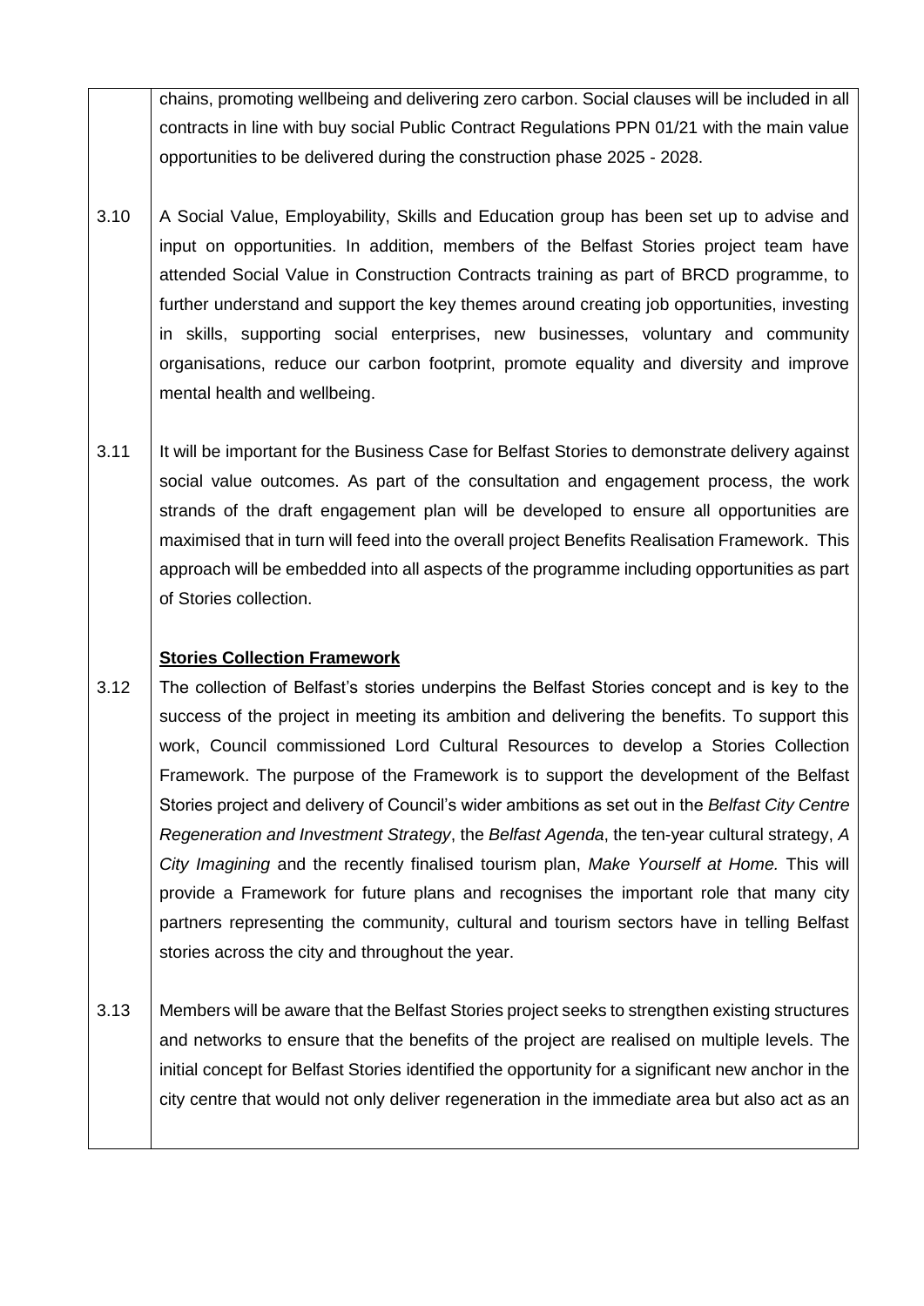chains, promoting wellbeing and delivering zero carbon. Social clauses will be included in all contracts in line with buy social Public Contract Regulations PPN 01/21 with the main value opportunities to be delivered during the construction phase 2025 - 2028.

3.10 A Social Value, Employability, Skills and Education group has been set up to advise and input on opportunities. In addition, members of the Belfast Stories project team have attended Social Value in Construction Contracts training as part of BRCD programme, to further understand and support the key themes around creating job opportunities, investing in skills, supporting social enterprises, new businesses, voluntary and community organisations, reduce our carbon footprint, promote equality and diversity and improve mental health and wellbeing.

3.11 It will be important for the Business Case for Belfast Stories to demonstrate delivery against social value outcomes. As part of the consultation and engagement process, the work strands of the draft engagement plan will be developed to ensure all opportunities are maximised that in turn will feed into the overall project Benefits Realisation Framework. This approach will be embedded into all aspects of the programme including opportunities as part of Stories collection.

**Stories Collection Framework**

3.12 The collection of Belfast's stories underpins the Belfast Stories concept and is key to the success of the project in meeting its ambition and delivering the benefits. To support this work, Council commissioned Lord Cultural Resources to develop a Stories Collection Framework. The purpose of the Framework is to support the development of the Belfast Stories project and delivery of Council's wider ambitions as set out in the *Belfast City Centre Regeneration and Investment Strategy*, the *Belfast Agenda*, the ten-year cultural strategy, *A City Imagining* and the recently finalised tourism plan, *Make Yourself at Home.* This will provide a Framework for future plans and recognises the important role that many city partners representing the community, cultural and tourism sectors have in telling Belfast stories across the city and throughout the year.

3.13 Members will be aware that the Belfast Stories project seeks to strengthen existing structures and networks to ensure that the benefits of the project are realised on multiple levels. The initial concept for Belfast Stories identified the opportunity for a significant new anchor in the city centre that would not only deliver regeneration in the immediate area but also act as an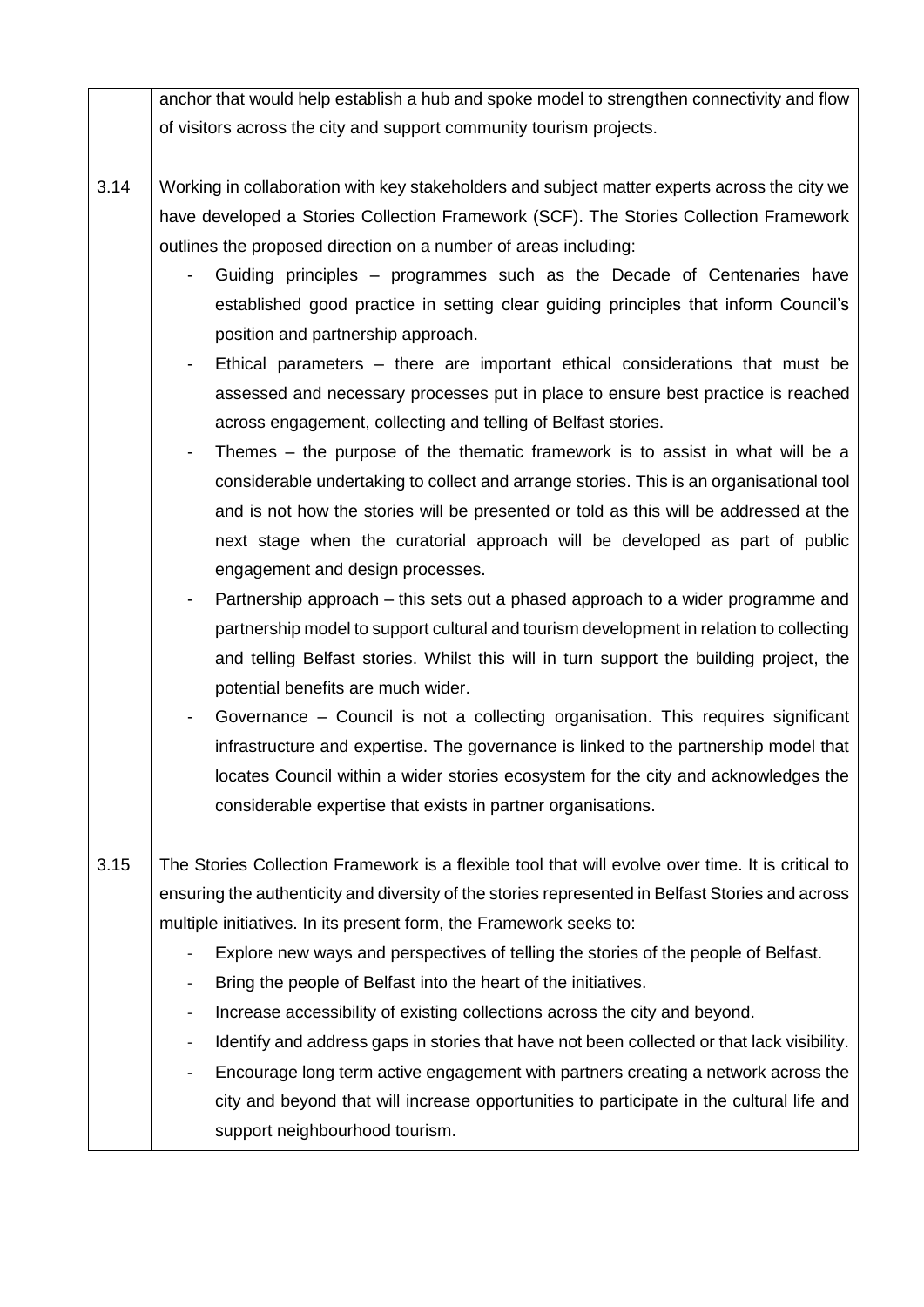anchor that would help establish a hub and spoke model to strengthen connectivity and flow of visitors across the city and support community tourism projects.

3.14 Working in collaboration with key stakeholders and subject matter experts across the city we have developed a Stories Collection Framework (SCF). The Stories Collection Framework outlines the proposed direction on a number of areas including:

- Guiding principles – programmes such as the Decade of Centenaries have established good practice in setting clear guiding principles that inform Council's position and partnership approach.
- Ethical parameters – there are important ethical considerations that must be assessed and necessary processes put in place to ensure best practice is reached across engagement, collecting and telling of Belfast stories.
- Themes – the purpose of the thematic framework is to assist in what will be a considerable undertaking to collect and arrange stories. This is an organisational tool and is not how the stories will be presented or told as this will be addressed at the next stage when the curatorial approach will be developed as part of public engagement and design processes.
- Partnership approach – this sets out a phased approach to a wider programme and partnership model to support cultural and tourism development in relation to collecting and telling Belfast stories. Whilst this will in turn support the building project, the potential benefits are much wider.
- Governance – Council is not a collecting organisation. This requires significant infrastructure and expertise. The governance is linked to the partnership model that locates Council within a wider stories ecosystem for the city and acknowledges the considerable expertise that exists in partner organisations.

3.15 The Stories Collection Framework is a flexible tool that will evolve over time. It is critical to ensuring the authenticity and diversity of the stories represented in Belfast Stories and across multiple initiatives. In its present form, the Framework seeks to:

- Explore new ways and perspectives of telling the stories of the people of Belfast.
- Bring the people of Belfast into the heart of the initiatives.
- Increase accessibility of existing collections across the city and beyond.
- Identify and address gaps in stories that have not been collected or that lack visibility.
- Encourage long term active engagement with partners creating a network across the city and beyond that will increase opportunities to participate in the cultural life and support neighbourhood tourism.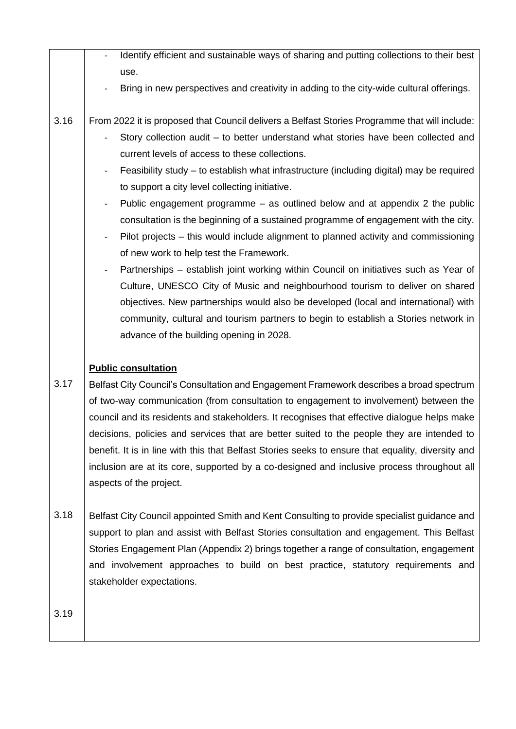- Identify efficient and sustainable ways of sharing and putting collections to their best use.
- Bring in new perspectives and creativity in adding to the city-wide cultural offerings.

3.16 From 2022 it is proposed that Council delivers a Belfast Stories Programme that will include:

- Story collection audit – to better understand what stories have been collected and current levels of access to these collections.
- Feasibility study – to establish what infrastructure (including digital) may be required to support a city level collecting initiative.
- Public engagement programme – as outlined below and at appendix 2 the public consultation is the beginning of a sustained programme of engagement with the city.
- Pilot projects – this would include alignment to planned activity and commissioning of new work to help test the Framework.
- Partnerships – establish joint working within Council on initiatives such as Year of Culture, UNESCO City of Music and neighbourhood tourism to deliver on shared objectives. New partnerships would also be developed (local and international) with community, cultural and tourism partners to begin to establish a Stories network in advance of the building opening in 2028.

**Public consultation**

3.17 Belfast City Council's Consultation and Engagement Framework describes a broad spectrum of two-way communication (from consultation to engagement to involvement) between the council and its residents and stakeholders. It recognises that effective dialogue helps make decisions, policies and services that are better suited to the people they are intended to benefit. It is in line with this that Belfast Stories seeks to ensure that equality, diversity and inclusion are at its core, supported by a co-designed and inclusive process throughout all aspects of the project.

3.18 Belfast City Council appointed Smith and Kent Consulting to provide specialist guidance and support to plan and assist with Belfast Stories consultation and engagement. This Belfast Stories Engagement Plan (Appendix 2) brings together a range of consultation, engagement and involvement approaches to build on best practice, statutory requirements and stakeholder expectations.

3.19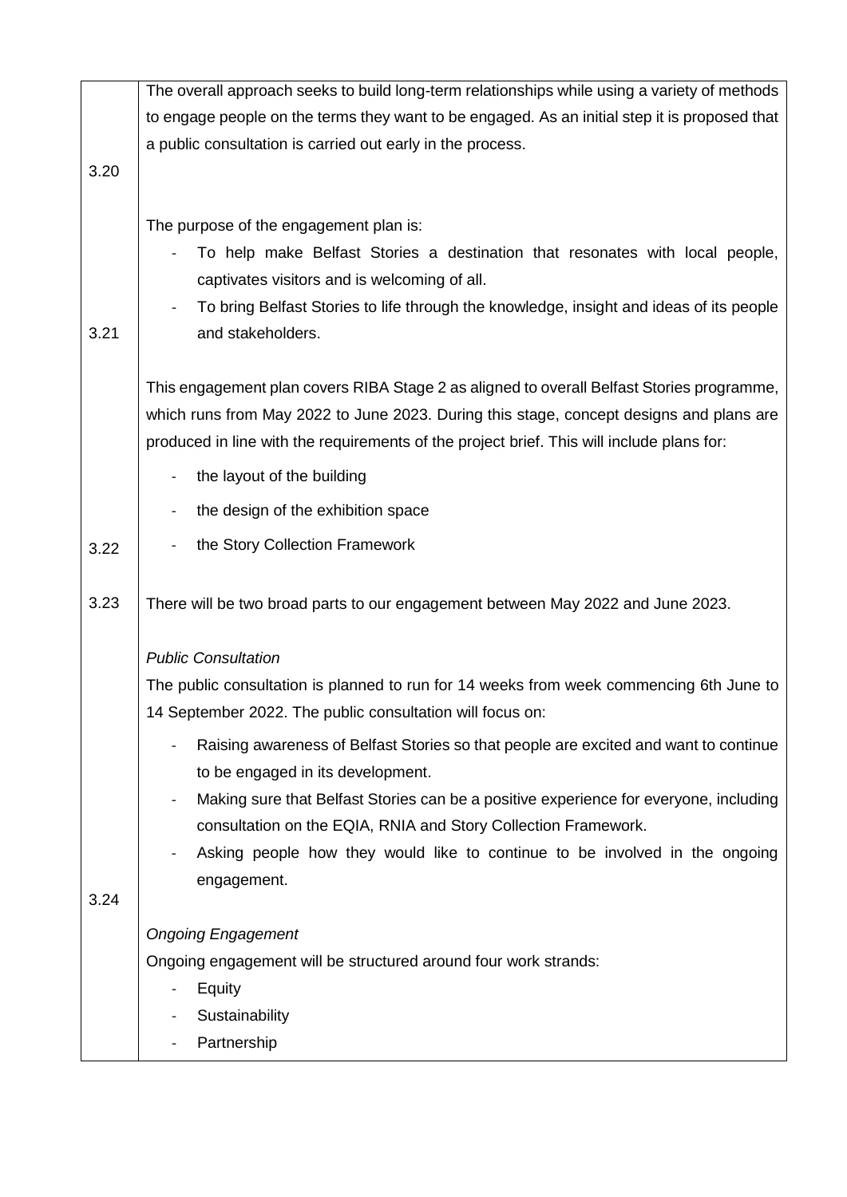| | |
|---|---|
| 3.20 | The overall approach seeks to build long-term relationships while using a variety of methods to engage people on the terms they want to be engaged. As an initial step it is proposed that a public consultation is carried out early in the process. |
| 3.21 | The purpose of the engagement plan is:<br>- To help make Belfast Stories a destination that resonates with local people, captivates visitors and is welcoming of all.<br>- To bring Belfast Stories to life through the knowledge, insight and ideas of its people and stakeholders. |
| 3.22 | This engagement plan covers RIBA Stage 2 as aligned to overall Belfast Stories programme, which runs from May 2022 to June 2023. During this stage, concept designs and plans are produced in line with the requirements of the project brief. This will include plans for:<br>- the layout of the building<br>- the design of the exhibition space<br>- the Story Collection Framework |
| 3.23 | There will be two broad parts to our engagement between May 2022 and June 2023. |
| 3.24 | *Public Consultation*<br>The public consultation is planned to run for 14 weeks from week commencing 6th June to 14 September 2022. The public consultation will focus on:<br>- Raising awareness of Belfast Stories so that people are excited and want to continue to be engaged in its development.<br>- Making sure that Belfast Stories can be a positive experience for everyone, including consultation on the EQIA, RNIA and Story Collection Framework.<br>- Asking people how they would like to continue to be involved in the ongoing engagement.<br><br>*Ongoing Engagement*<br>Ongoing engagement will be structured around four work strands:<br>- Equity<br>- Sustainability<br>- Partnership |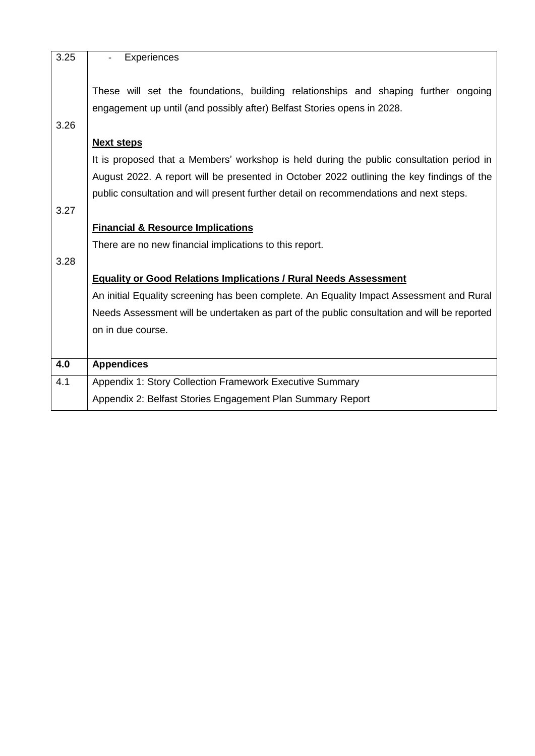| | |
|---|---|
| 3.25 | - Experiences<br><br>These will set the foundations, building relationships and shaping further ongoing engagement up until (and possibly after) Belfast Stories opens in 2028. |
| 3.26 | **Next steps**<br>It is proposed that a Members' workshop is held during the public consultation period in August 2022. A report will be presented in October 2022 outlining the key findings of the public consultation and will present further detail on recommendations and next steps. |
| 3.27 | **Financial & Resource Implications**<br>There are no new financial implications to this report. |
| 3.28 | **Equality or Good Relations Implications / Rural Needs Assessment**<br>An initial Equality screening has been complete. An Equality Impact Assessment and Rural Needs Assessment will be undertaken as part of the public consultation and will be reported on in due course. |
| **4.0** | **Appendices** |
| 4.1 | Appendix 1: Story Collection Framework Executive Summary<br>Appendix 2: Belfast Stories Engagement Plan Summary Report |